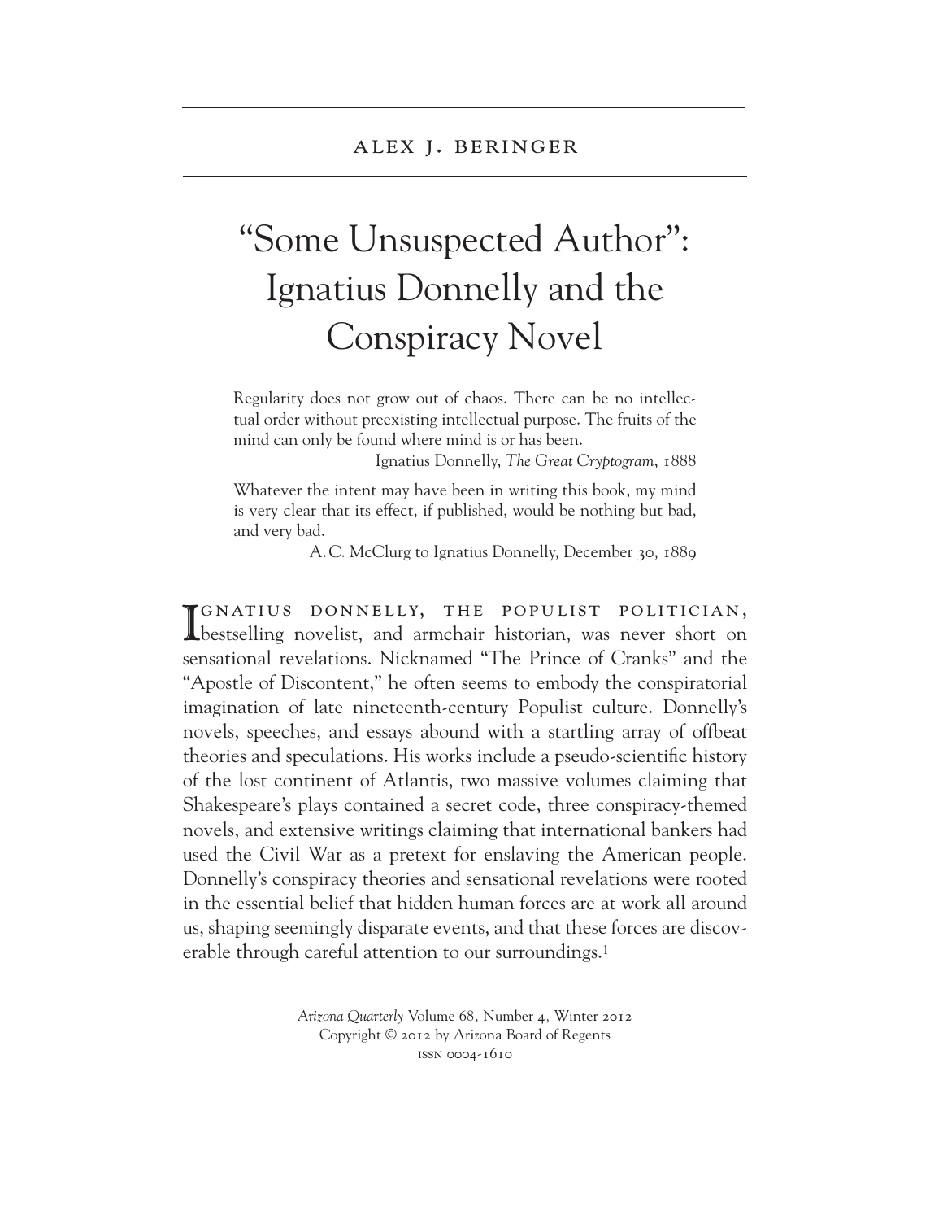ALEX J. BERINGER

# "Some Unsuspected Author": Ignatius Donnelly and the Conspiracy Novel

> Regularity does not grow out of chaos. There can be no intellectual order without preexisting intellectual purpose. The fruits of the mind can only be found where mind is or has been.
>
> Ignatius Donnelly, *The Great Cryptogram*, 1888

> Whatever the intent may have been in writing this book, my mind is very clear that its effect, if published, would be nothing but bad, and very bad.
>
> A.C. McClurg to Ignatius Donnelly, December 30, 1889

Ignatius Donnelly, the populist politician, bestselling novelist, and armchair historian, was never short on sensational revelations. Nicknamed "The Prince of Cranks" and the "Apostle of Discontent," he often seems to embody the conspiratorial imagination of late nineteenth-century Populist culture. Donnelly's novels, speeches, and essays abound with a startling array of offbeat theories and speculations. His works include a pseudo-scientific history of the lost continent of Atlantis, two massive volumes claiming that Shakespeare's plays contained a secret code, three conspiracy-themed novels, and extensive writings claiming that international bankers had used the Civil War as a pretext for enslaving the American people. Donnelly's conspiracy theories and sensational revelations were rooted in the essential belief that hidden human forces are at work all around us, shaping seemingly disparate events, and that these forces are discoverable through careful attention to our surroundings.[1]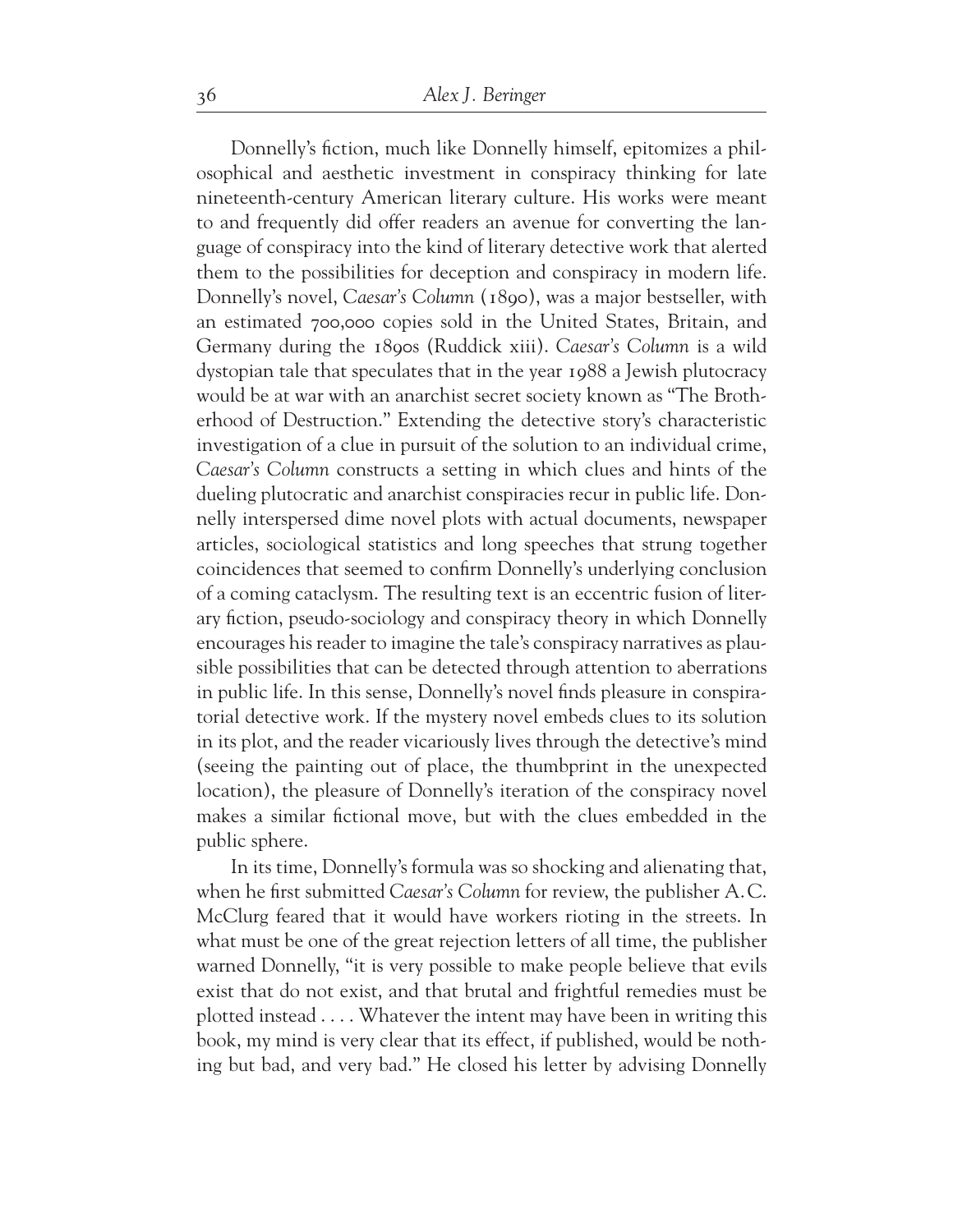Donnelly's fiction, much like Donnelly himself, epitomizes a philosophical and aesthetic investment in conspiracy thinking for late nineteenth-century American literary culture. His works were meant to and frequently did offer readers an avenue for converting the language of conspiracy into the kind of literary detective work that alerted them to the possibilities for deception and conspiracy in modern life. Donnelly's novel, *Caesar's Column* (1890), was a major bestseller, with an estimated 700,000 copies sold in the United States, Britain, and Germany during the 1890s (Ruddick xiii). *Caesar's Column* is a wild dystopian tale that speculates that in the year 1988 a Jewish plutocracy would be at war with an anarchist secret society known as "The Brotherhood of Destruction." Extending the detective story's characteristic investigation of a clue in pursuit of the solution to an individual crime, *Caesar's Column* constructs a setting in which clues and hints of the dueling plutocratic and anarchist conspiracies recur in public life. Donnelly interspersed dime novel plots with actual documents, newspaper articles, sociological statistics and long speeches that strung together coincidences that seemed to confirm Donnelly's underlying conclusion of a coming cataclysm. The resulting text is an eccentric fusion of literary fiction, pseudo-sociology and conspiracy theory in which Donnelly encourages his reader to imagine the tale's conspiracy narratives as plausible possibilities that can be detected through attention to aberrations in public life. In this sense, Donnelly's novel finds pleasure in conspiratorial detective work. If the mystery novel embeds clues to its solution in its plot, and the reader vicariously lives through the detective's mind (seeing the painting out of place, the thumbprint in the unexpected location), the pleasure of Donnelly's iteration of the conspiracy novel makes a similar fictional move, but with the clues embedded in the public sphere.

In its time, Donnelly's formula was so shocking and alienating that, when he first submitted *Caesar's Column* for review, the publisher A.C. McClurg feared that it would have workers rioting in the streets. In what must be one of the great rejection letters of all time, the publisher warned Donnelly, "it is very possible to make people believe that evils exist that do not exist, and that brutal and frightful remedies must be plotted instead . . . . Whatever the intent may have been in writing this book, my mind is very clear that its effect, if published, would be nothing but bad, and very bad." He closed his letter by advising Donnelly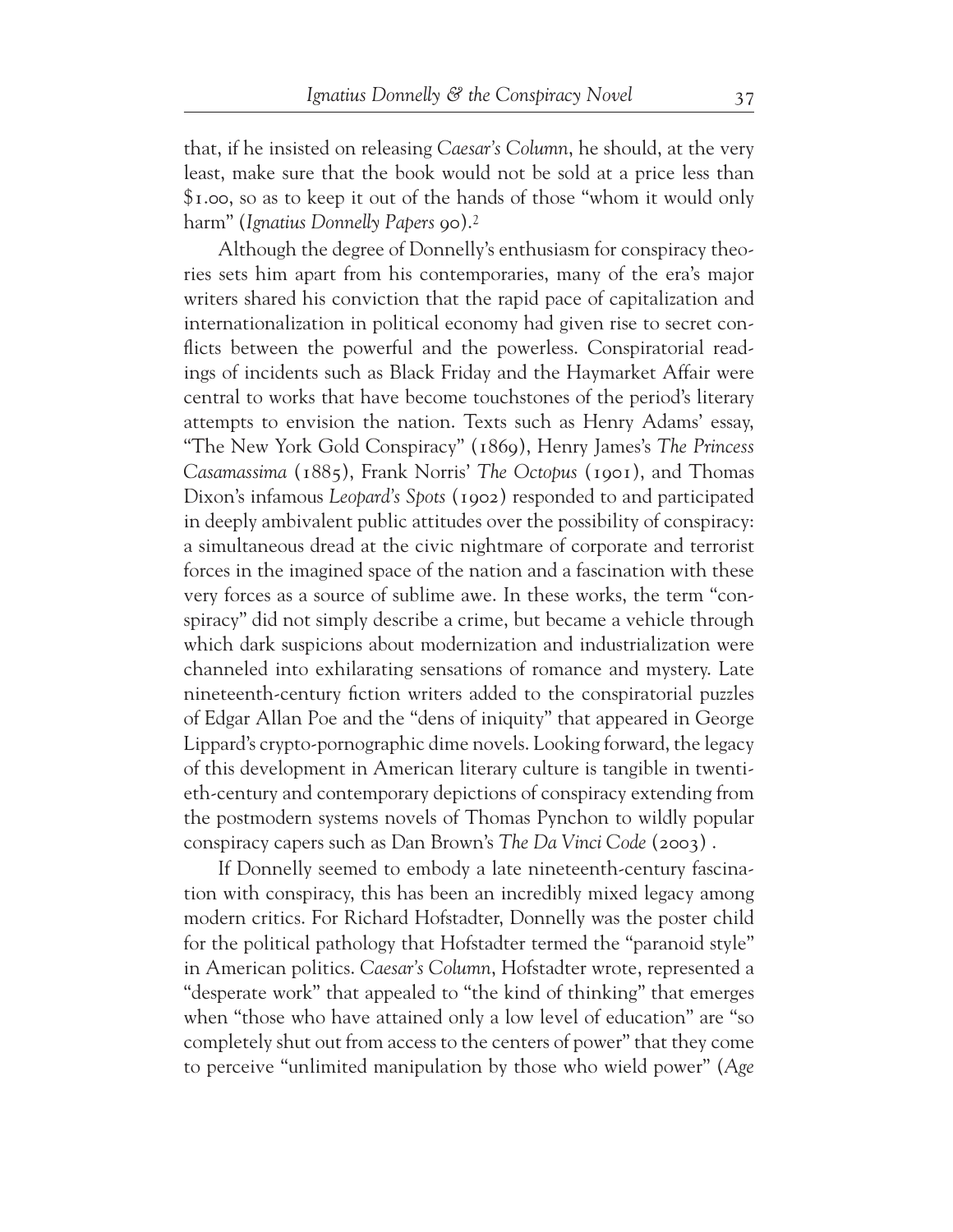that, if he insisted on releasing *Caesar's Column*, he should, at the very least, make sure that the book would not be sold at a price less than $1.00, so as to keep it out of the hands of those "whom it would only harm" (*Ignatius Donnelly Papers* 90).[2]

Although the degree of Donnelly's enthusiasm for conspiracy theories sets him apart from his contemporaries, many of the era's major writers shared his conviction that the rapid pace of capitalization and internationalization in political economy had given rise to secret conflicts between the powerful and the powerless. Conspiratorial readings of incidents such as Black Friday and the Haymarket Affair were central to works that have become touchstones of the period's literary attempts to envision the nation. Texts such as Henry Adams' essay, "The New York Gold Conspiracy" (1869), Henry James's *The Princess Casamassima* (1885), Frank Norris' *The Octopus* (1901), and Thomas Dixon's infamous *Leopard's Spots* (1902) responded to and participated in deeply ambivalent public attitudes over the possibility of conspiracy: a simultaneous dread at the civic nightmare of corporate and terrorist forces in the imagined space of the nation and a fascination with these very forces as a source of sublime awe. In these works, the term "conspiracy" did not simply describe a crime, but became a vehicle through which dark suspicions about modernization and industrialization were channeled into exhilarating sensations of romance and mystery. Late nineteenth-century fiction writers added to the conspiratorial puzzles of Edgar Allan Poe and the "dens of iniquity" that appeared in George Lippard's crypto-pornographic dime novels. Looking forward, the legacy of this development in American literary culture is tangible in twentieth-century and contemporary depictions of conspiracy extending from the postmodern systems novels of Thomas Pynchon to wildly popular conspiracy capers such as Dan Brown's *The Da Vinci Code* (2003) .

If Donnelly seemed to embody a late nineteenth-century fascination with conspiracy, this has been an incredibly mixed legacy among modern critics. For Richard Hofstadter, Donnelly was the poster child for the political pathology that Hofstadter termed the "paranoid style" in American politics. *Caesar's Column*, Hofstadter wrote, represented a "desperate work" that appealed to "the kind of thinking" that emerges when "those who have attained only a low level of education" are "so completely shut out from access to the centers of power" that they come to perceive "unlimited manipulation by those who wield power" (*Age*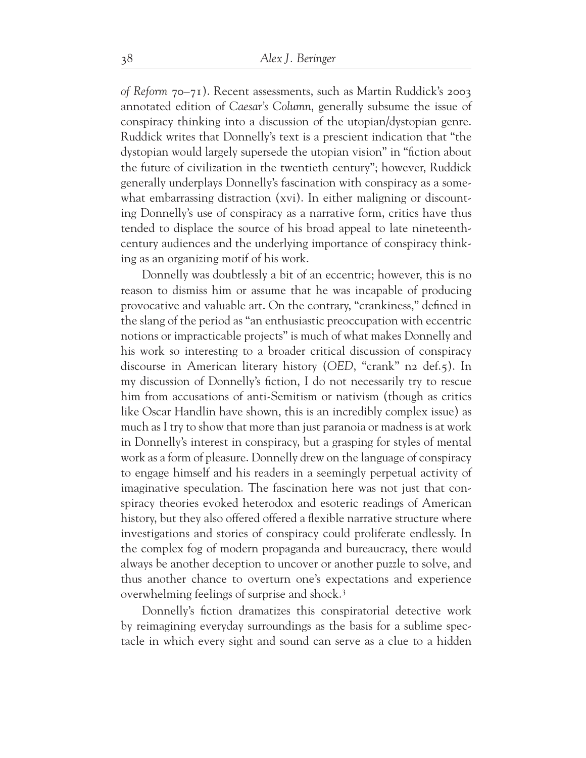*of Reform* 70–71). Recent assessments, such as Martin Ruddick's 2003 annotated edition of *Caesar's Column*, generally subsume the issue of conspiracy thinking into a discussion of the utopian/dystopian genre. Ruddick writes that Donnelly's text is a prescient indication that "the dystopian would largely supersede the utopian vision" in "fiction about the future of civilization in the twentieth century"; however, Ruddick generally underplays Donnelly's fascination with conspiracy as a somewhat embarrassing distraction (xvi). In either maligning or discounting Donnelly's use of conspiracy as a narrative form, critics have thus tended to displace the source of his broad appeal to late nineteenth-century audiences and the underlying importance of conspiracy thinking as an organizing motif of his work.

Donnelly was doubtlessly a bit of an eccentric; however, this is no reason to dismiss him or assume that he was incapable of producing provocative and valuable art. On the contrary, "crankiness," defined in the slang of the period as "an enthusiastic preoccupation with eccentric notions or impracticable projects" is much of what makes Donnelly and his work so interesting to a broader critical discussion of conspiracy discourse in American literary history (*OED*, "crank" n2 def.5). In my discussion of Donnelly's fiction, I do not necessarily try to rescue him from accusations of anti-Semitism or nativism (though as critics like Oscar Handlin have shown, this is an incredibly complex issue) as much as I try to show that more than just paranoia or madness is at work in Donnelly's interest in conspiracy, but a grasping for styles of mental work as a form of pleasure. Donnelly drew on the language of conspiracy to engage himself and his readers in a seemingly perpetual activity of imaginative speculation. The fascination here was not just that conspiracy theories evoked heterodox and esoteric readings of American history, but they also offered offered a flexible narrative structure where investigations and stories of conspiracy could proliferate endlessly. In the complex fog of modern propaganda and bureaucracy, there would always be another deception to uncover or another puzzle to solve, and thus another chance to overturn one's expectations and experience overwhelming feelings of surprise and shock.[3]

Donnelly's fiction dramatizes this conspiratorial detective work by reimagining everyday surroundings as the basis for a sublime spectacle in which every sight and sound can serve as a clue to a hidden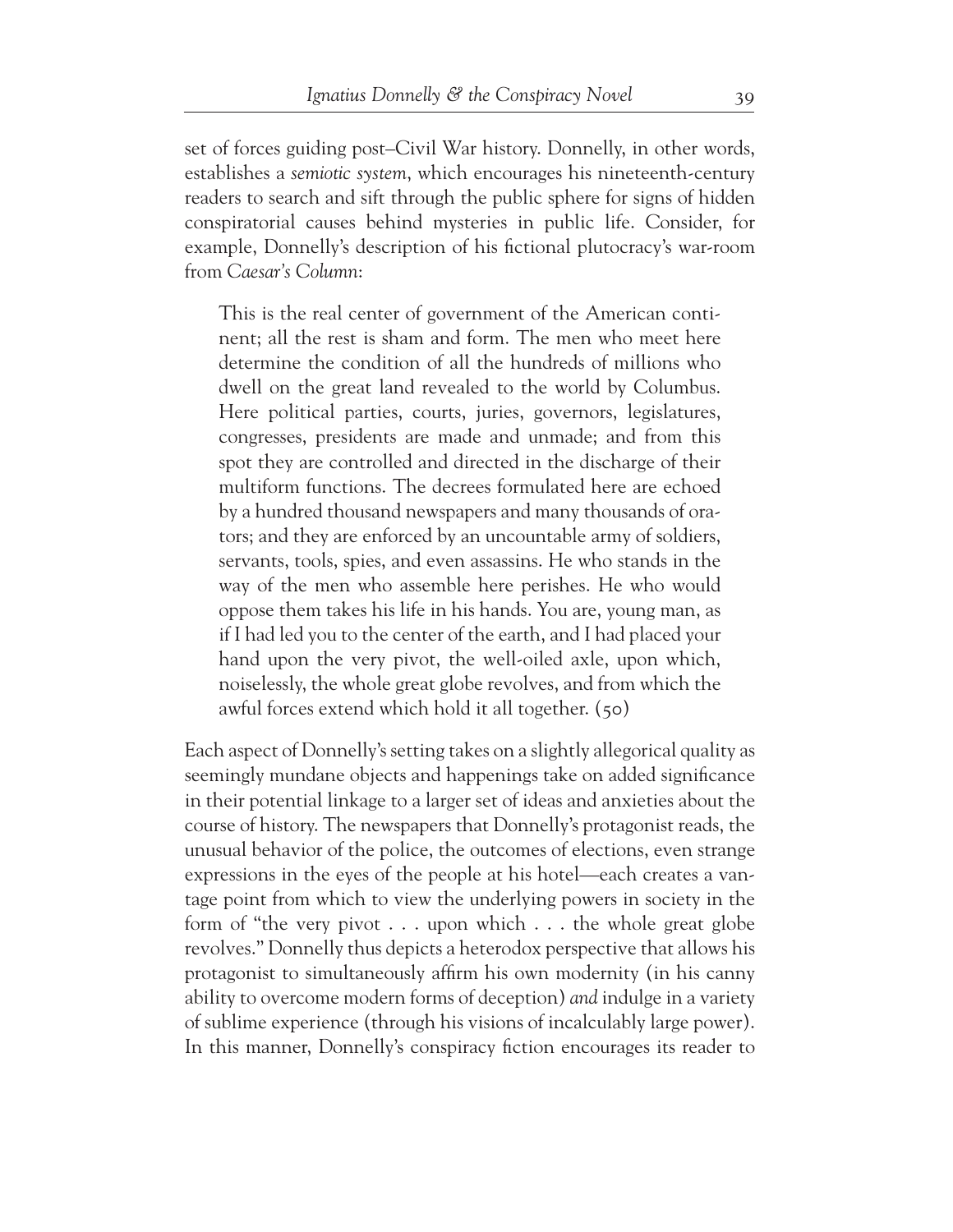set of forces guiding post–Civil War history. Donnelly, in other words, establishes a *semiotic system*, which encourages his nineteenth-century readers to search and sift through the public sphere for signs of hidden conspiratorial causes behind mysteries in public life. Consider, for example, Donnelly's description of his fictional plutocracy's war-room from *Caesar's Column*:

> This is the real center of government of the American continent; all the rest is sham and form. The men who meet here determine the condition of all the hundreds of millions who dwell on the great land revealed to the world by Columbus. Here political parties, courts, juries, governors, legislatures, congresses, presidents are made and unmade; and from this spot they are controlled and directed in the discharge of their multiform functions. The decrees formulated here are echoed by a hundred thousand newspapers and many thousands of orators; and they are enforced by an uncountable army of soldiers, servants, tools, spies, and even assassins. He who stands in the way of the men who assemble here perishes. He who would oppose them takes his life in his hands. You are, young man, as if I had led you to the center of the earth, and I had placed your hand upon the very pivot, the well-oiled axle, upon which, noiselessly, the whole great globe revolves, and from which the awful forces extend which hold it all together. (50)

Each aspect of Donnelly's setting takes on a slightly allegorical quality as seemingly mundane objects and happenings take on added significance in their potential linkage to a larger set of ideas and anxieties about the course of history. The newspapers that Donnelly's protagonist reads, the unusual behavior of the police, the outcomes of elections, even strange expressions in the eyes of the people at his hotel—each creates a vantage point from which to view the underlying powers in society in the form of "the very pivot . . . upon which . . . the whole great globe revolves." Donnelly thus depicts a heterodox perspective that allows his protagonist to simultaneously affirm his own modernity (in his canny ability to overcome modern forms of deception) *and* indulge in a variety of sublime experience (through his visions of incalculably large power). In this manner, Donnelly's conspiracy fiction encourages its reader to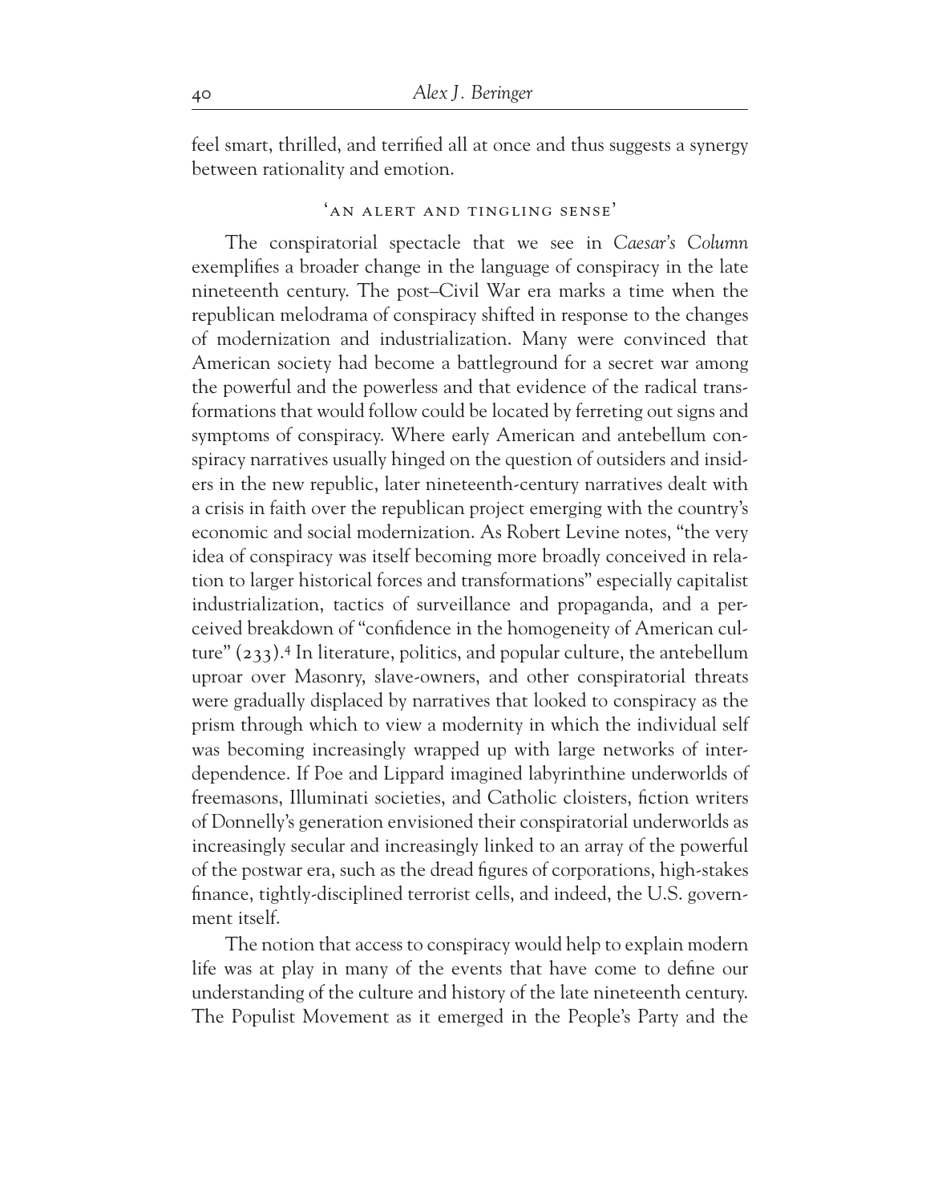feel smart, thrilled, and terrified all at once and thus suggests a synergy between rationality and emotion.

## 'An Alert and Tingling Sense'

The conspiratorial spectacle that we see in *Caesar's Column* exemplifies a broader change in the language of conspiracy in the late nineteenth century. The post–Civil War era marks a time when the republican melodrama of conspiracy shifted in response to the changes of modernization and industrialization. Many were convinced that American society had become a battleground for a secret war among the powerful and the powerless and that evidence of the radical transformations that would follow could be located by ferreting out signs and symptoms of conspiracy. Where early American and antebellum conspiracy narratives usually hinged on the question of outsiders and insiders in the new republic, later nineteenth-century narratives dealt with a crisis in faith over the republican project emerging with the country's economic and social modernization. As Robert Levine notes, "the very idea of conspiracy was itself becoming more broadly conceived in relation to larger historical forces and transformations" especially capitalist industrialization, tactics of surveillance and propaganda, and a perceived breakdown of "confidence in the homogeneity of American culture" (233).[4] In literature, politics, and popular culture, the antebellum uproar over Masonry, slave-owners, and other conspiratorial threats were gradually displaced by narratives that looked to conspiracy as the prism through which to view a modernity in which the individual self was becoming increasingly wrapped up with large networks of interdependence. If Poe and Lippard imagined labyrinthine underworlds of freemasons, Illuminati societies, and Catholic cloisters, fiction writers of Donnelly's generation envisioned their conspiratorial underworlds as increasingly secular and increasingly linked to an array of the powerful of the postwar era, such as the dread figures of corporations, high-stakes finance, tightly-disciplined terrorist cells, and indeed, the U.S. government itself.

The notion that access to conspiracy would help to explain modern life was at play in many of the events that have come to define our understanding of the culture and history of the late nineteenth century. The Populist Movement as it emerged in the People's Party and the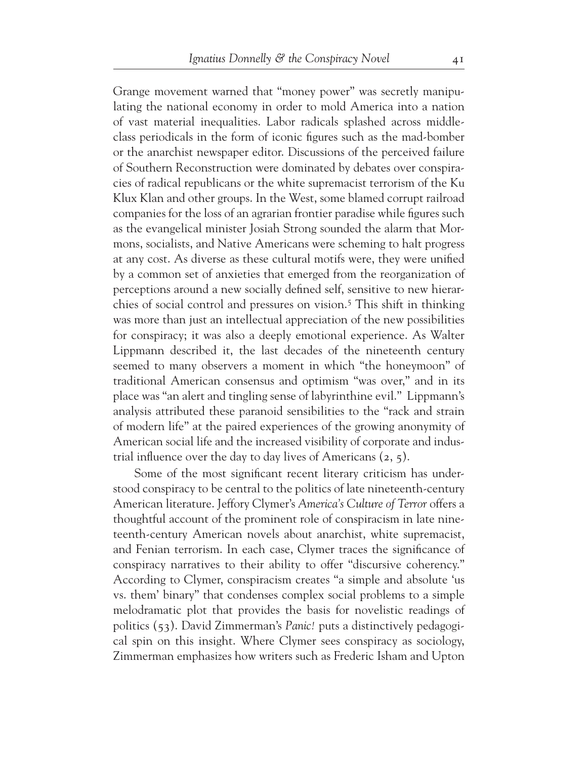Grange movement warned that "money power" was secretly manipulating the national economy in order to mold America into a nation of vast material inequalities. Labor radicals splashed across middle-class periodicals in the form of iconic figures such as the mad-bomber or the anarchist newspaper editor. Discussions of the perceived failure of Southern Reconstruction were dominated by debates over conspiracies of radical republicans or the white supremacist terrorism of the Ku Klux Klan and other groups. In the West, some blamed corrupt railroad companies for the loss of an agrarian frontier paradise while figures such as the evangelical minister Josiah Strong sounded the alarm that Mormons, socialists, and Native Americans were scheming to halt progress at any cost. As diverse as these cultural motifs were, they were unified by a common set of anxieties that emerged from the reorganization of perceptions around a new socially defined self, sensitive to new hierarchies of social control and pressures on vision.[5] This shift in thinking was more than just an intellectual appreciation of the new possibilities for conspiracy; it was also a deeply emotional experience. As Walter Lippmann described it, the last decades of the nineteenth century seemed to many observers a moment in which "the honeymoon" of traditional American consensus and optimism "was over," and in its place was "an alert and tingling sense of labyrinthine evil." Lippmann's analysis attributed these paranoid sensibilities to the "rack and strain of modern life" at the paired experiences of the growing anonymity of American social life and the increased visibility of corporate and industrial influence over the day to day lives of Americans (2, 5).

Some of the most significant recent literary criticism has understood conspiracy to be central to the politics of late nineteenth-century American literature. Jeffory Clymer's *America's Culture of Terror* offers a thoughtful account of the prominent role of conspiracism in late nineteenth-century American novels about anarchist, white supremacist, and Fenian terrorism. In each case, Clymer traces the significance of conspiracy narratives to their ability to offer "discursive coherency." According to Clymer, conspiracism creates "a simple and absolute 'us vs. them' binary" that condenses complex social problems to a simple melodramatic plot that provides the basis for novelistic readings of politics (53). David Zimmerman's *Panic!* puts a distinctively pedagogical spin on this insight. Where Clymer sees conspiracy as sociology, Zimmerman emphasizes how writers such as Frederic Isham and Upton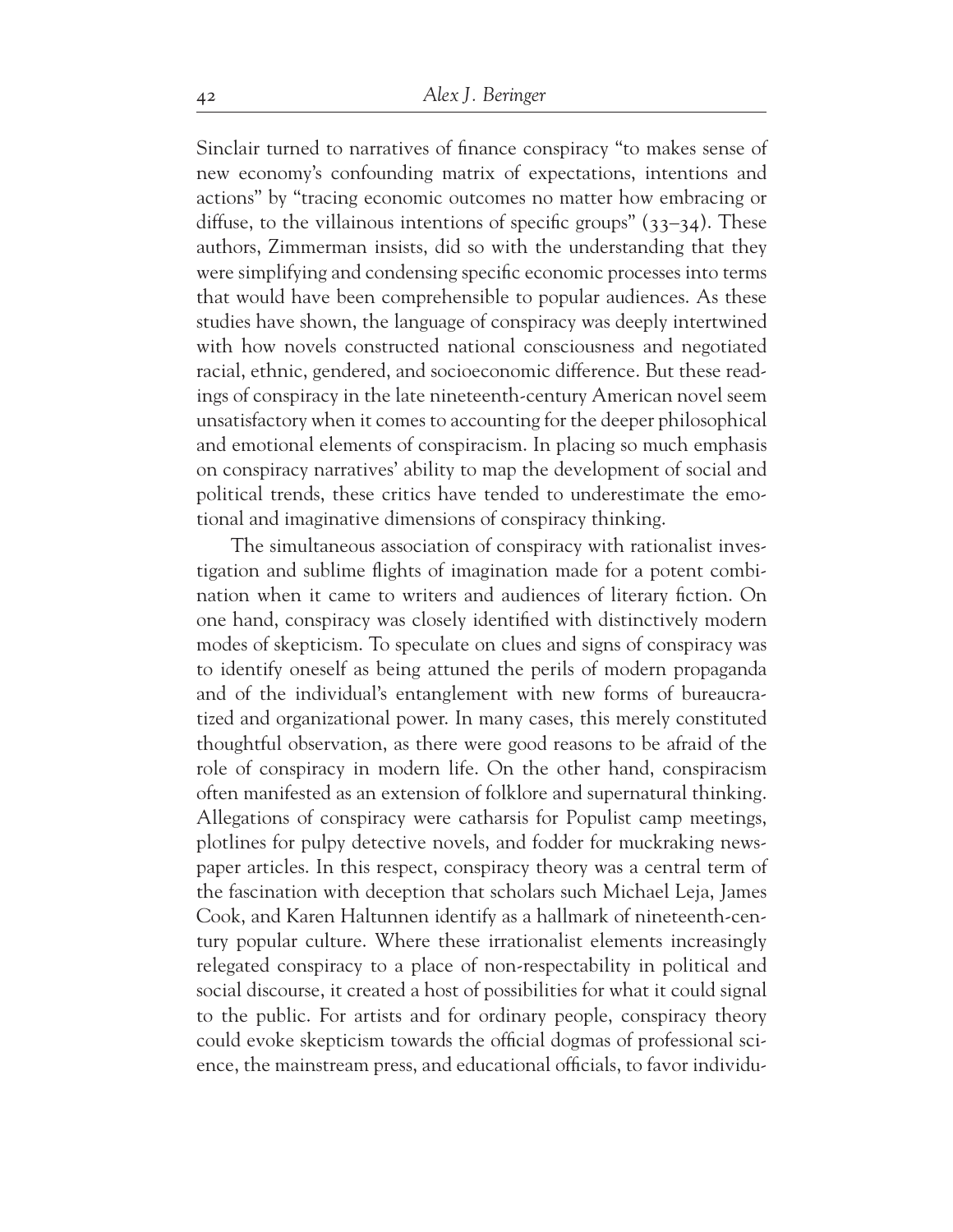Sinclair turned to narratives of finance conspiracy "to makes sense of new economy's confounding matrix of expectations, intentions and actions" by "tracing economic outcomes no matter how embracing or diffuse, to the villainous intentions of specific groups" (33–34). These authors, Zimmerman insists, did so with the understanding that they were simplifying and condensing specific economic processes into terms that would have been comprehensible to popular audiences. As these studies have shown, the language of conspiracy was deeply intertwined with how novels constructed national consciousness and negotiated racial, ethnic, gendered, and socioeconomic difference. But these readings of conspiracy in the late nineteenth-century American novel seem unsatisfactory when it comes to accounting for the deeper philosophical and emotional elements of conspiracism. In placing so much emphasis on conspiracy narratives' ability to map the development of social and political trends, these critics have tended to underestimate the emotional and imaginative dimensions of conspiracy thinking.

The simultaneous association of conspiracy with rationalist investigation and sublime flights of imagination made for a potent combination when it came to writers and audiences of literary fiction. On one hand, conspiracy was closely identified with distinctively modern modes of skepticism. To speculate on clues and signs of conspiracy was to identify oneself as being attuned the perils of modern propaganda and of the individual's entanglement with new forms of bureaucratized and organizational power. In many cases, this merely constituted thoughtful observation, as there were good reasons to be afraid of the role of conspiracy in modern life. On the other hand, conspiracism often manifested as an extension of folklore and supernatural thinking. Allegations of conspiracy were catharsis for Populist camp meetings, plotlines for pulpy detective novels, and fodder for muckraking newspaper articles. In this respect, conspiracy theory was a central term of the fascination with deception that scholars such Michael Leja, James Cook, and Karen Haltunnen identify as a hallmark of nineteenth-century popular culture. Where these irrationalist elements increasingly relegated conspiracy to a place of non-respectability in political and social discourse, it created a host of possibilities for what it could signal to the public. For artists and for ordinary people, conspiracy theory could evoke skepticism towards the official dogmas of professional science, the mainstream press, and educational officials, to favor individu-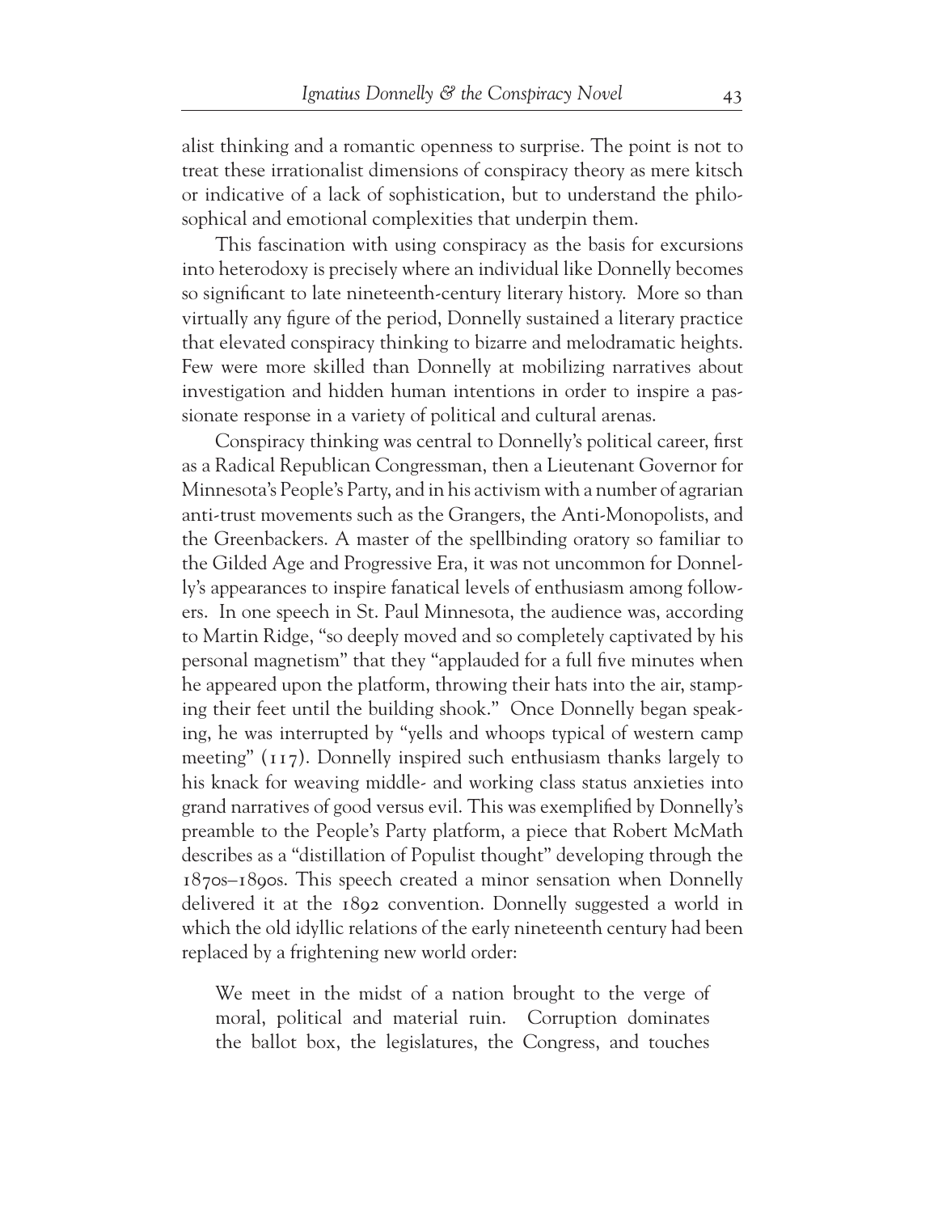alist thinking and a romantic openness to surprise. The point is not to treat these irrationalist dimensions of conspiracy theory as mere kitsch or indicative of a lack of sophistication, but to understand the philosophical and emotional complexities that underpin them.

This fascination with using conspiracy as the basis for excursions into heterodoxy is precisely where an individual like Donnelly becomes so significant to late nineteenth-century literary history. More so than virtually any figure of the period, Donnelly sustained a literary practice that elevated conspiracy thinking to bizarre and melodramatic heights. Few were more skilled than Donnelly at mobilizing narratives about investigation and hidden human intentions in order to inspire a passionate response in a variety of political and cultural arenas.

Conspiracy thinking was central to Donnelly's political career, first as a Radical Republican Congressman, then a Lieutenant Governor for Minnesota's People's Party, and in his activism with a number of agrarian anti-trust movements such as the Grangers, the Anti-Monopolists, and the Greenbackers. A master of the spellbinding oratory so familiar to the Gilded Age and Progressive Era, it was not uncommon for Donnelly's appearances to inspire fanatical levels of enthusiasm among followers. In one speech in St. Paul Minnesota, the audience was, according to Martin Ridge, "so deeply moved and so completely captivated by his personal magnetism" that they "applauded for a full five minutes when he appeared upon the platform, throwing their hats into the air, stamping their feet until the building shook." Once Donnelly began speaking, he was interrupted by "yells and whoops typical of western camp meeting" (117). Donnelly inspired such enthusiasm thanks largely to his knack for weaving middle- and working class status anxieties into grand narratives of good versus evil. This was exemplified by Donnelly's preamble to the People's Party platform, a piece that Robert McMath describes as a "distillation of Populist thought" developing through the 1870s–1890s. This speech created a minor sensation when Donnelly delivered it at the 1892 convention. Donnelly suggested a world in which the old idyllic relations of the early nineteenth century had been replaced by a frightening new world order:

> We meet in the midst of a nation brought to the verge of moral, political and material ruin. Corruption dominates the ballot box, the legislatures, the Congress, and touches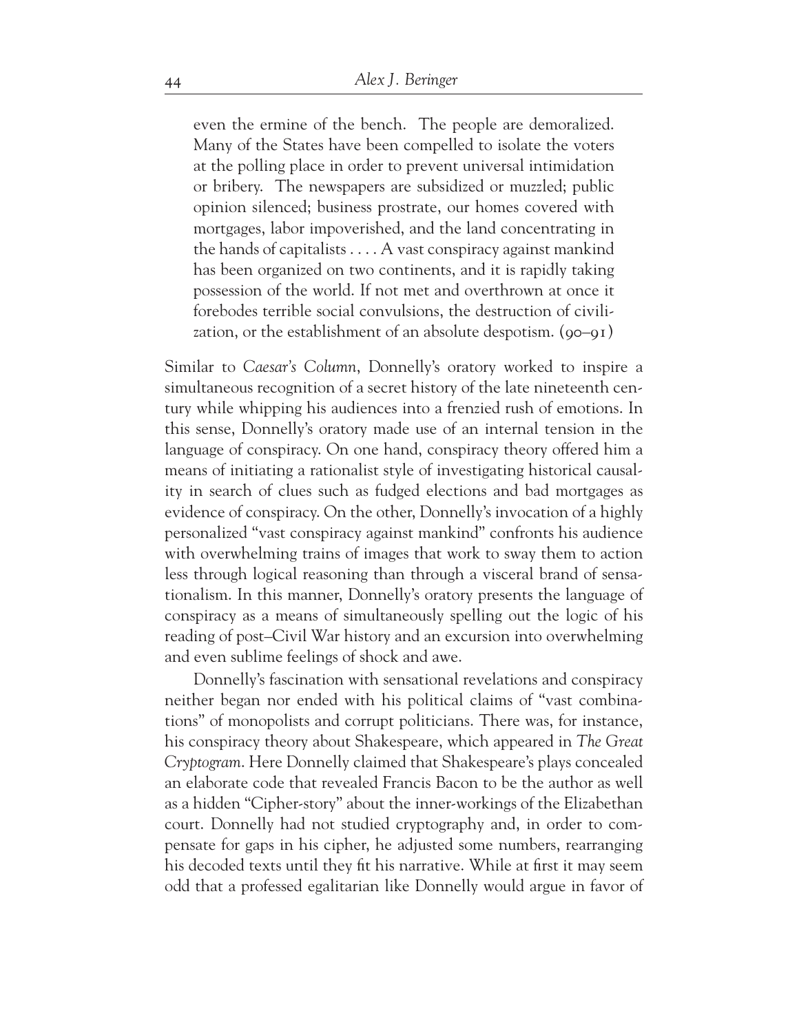> even the ermine of the bench. The people are demoralized. Many of the States have been compelled to isolate the voters at the polling place in order to prevent universal intimidation or bribery. The newspapers are subsidized or muzzled; public opinion silenced; business prostrate, our homes covered with mortgages, labor impoverished, and the land concentrating in the hands of capitalists . . . . A vast conspiracy against mankind has been organized on two continents, and it is rapidly taking possession of the world. If not met and overthrown at once it forebodes terrible social convulsions, the destruction of civilization, or the establishment of an absolute despotism. (90–91)

Similar to *Caesar's Column*, Donnelly's oratory worked to inspire a simultaneous recognition of a secret history of the late nineteenth century while whipping his audiences into a frenzied rush of emotions. In this sense, Donnelly's oratory made use of an internal tension in the language of conspiracy. On one hand, conspiracy theory offered him a means of initiating a rationalist style of investigating historical causality in search of clues such as fudged elections and bad mortgages as evidence of conspiracy. On the other, Donnelly's invocation of a highly personalized "vast conspiracy against mankind" confronts his audience with overwhelming trains of images that work to sway them to action less through logical reasoning than through a visceral brand of sensationalism. In this manner, Donnelly's oratory presents the language of conspiracy as a means of simultaneously spelling out the logic of his reading of post–Civil War history and an excursion into overwhelming and even sublime feelings of shock and awe.

Donnelly's fascination with sensational revelations and conspiracy neither began nor ended with his political claims of "vast combinations" of monopolists and corrupt politicians. There was, for instance, his conspiracy theory about Shakespeare, which appeared in *The Great Cryptogram*. Here Donnelly claimed that Shakespeare's plays concealed an elaborate code that revealed Francis Bacon to be the author as well as a hidden "Cipher-story" about the inner-workings of the Elizabethan court. Donnelly had not studied cryptography and, in order to compensate for gaps in his cipher, he adjusted some numbers, rearranging his decoded texts until they fit his narrative. While at first it may seem odd that a professed egalitarian like Donnelly would argue in favor of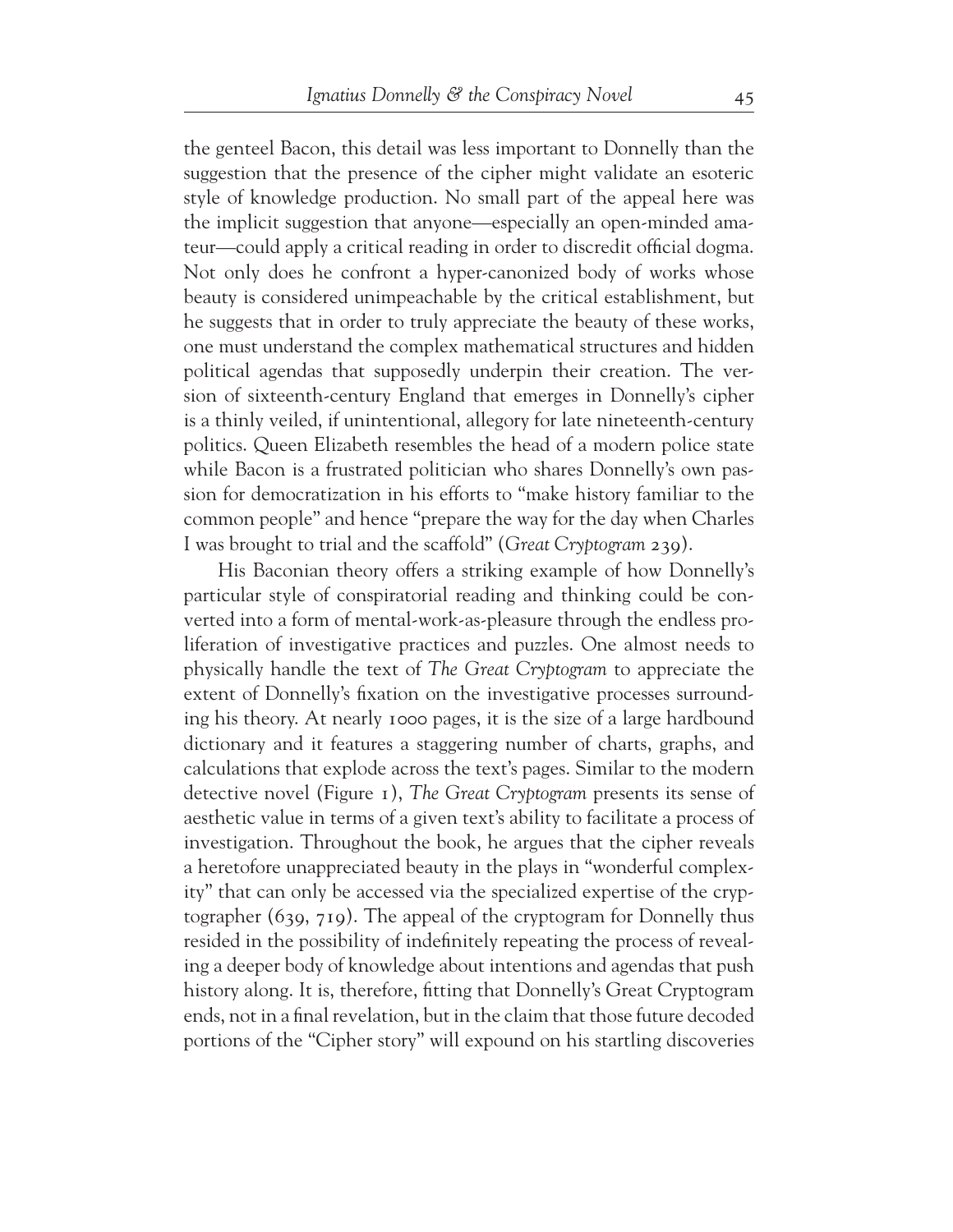the genteel Bacon, this detail was less important to Donnelly than the suggestion that the presence of the cipher might validate an esoteric style of knowledge production. No small part of the appeal here was the implicit suggestion that anyone—especially an open-minded amateur—could apply a critical reading in order to discredit official dogma. Not only does he confront a hyper-canonized body of works whose beauty is considered unimpeachable by the critical establishment, but he suggests that in order to truly appreciate the beauty of these works, one must understand the complex mathematical structures and hidden political agendas that supposedly underpin their creation. The version of sixteenth-century England that emerges in Donnelly's cipher is a thinly veiled, if unintentional, allegory for late nineteenth-century politics. Queen Elizabeth resembles the head of a modern police state while Bacon is a frustrated politician who shares Donnelly's own passion for democratization in his efforts to "make history familiar to the common people" and hence "prepare the way for the day when Charles I was brought to trial and the scaffold" (*Great Cryptogram* 239).

His Baconian theory offers a striking example of how Donnelly's particular style of conspiratorial reading and thinking could be converted into a form of mental-work-as-pleasure through the endless proliferation of investigative practices and puzzles. One almost needs to physically handle the text of *The Great Cryptogram* to appreciate the extent of Donnelly's fixation on the investigative processes surrounding his theory. At nearly 1000 pages, it is the size of a large hardbound dictionary and it features a staggering number of charts, graphs, and calculations that explode across the text's pages. Similar to the modern detective novel (Figure 1), *The Great Cryptogram* presents its sense of aesthetic value in terms of a given text's ability to facilitate a process of investigation. Throughout the book, he argues that the cipher reveals a heretofore unappreciated beauty in the plays in "wonderful complexity" that can only be accessed via the specialized expertise of the cryptographer (639, 719). The appeal of the cryptogram for Donnelly thus resided in the possibility of indefinitely repeating the process of revealing a deeper body of knowledge about intentions and agendas that push history along. It is, therefore, fitting that Donnelly's Great Cryptogram ends, not in a final revelation, but in the claim that those future decoded portions of the "Cipher story" will expound on his startling discoveries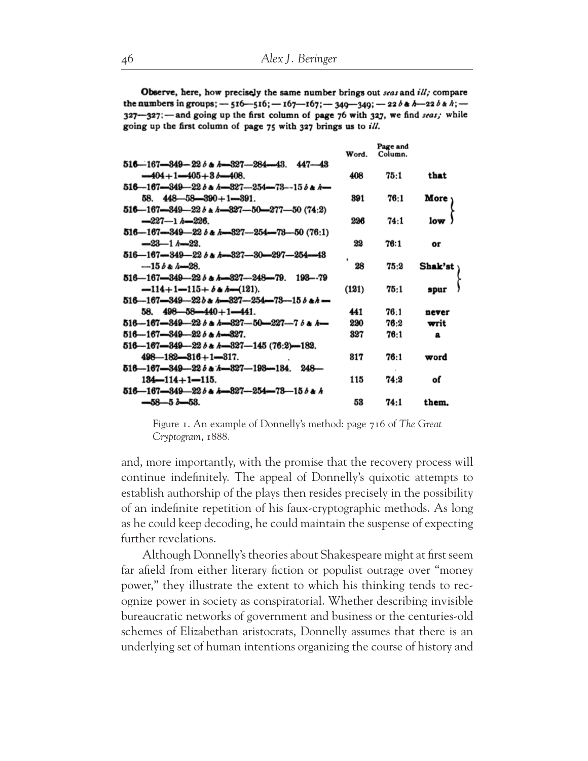**Observe**, here, how precisely the same number brings out *seas* and *ill;* compare the numbers in groups; — 516—516; — 167—167; — 349—349; — 22 *b* & *h*—22 *b* & *h*; — 327—327; — and going up the first column of page 76 with 327, we find *seas;* while going up the first column of page 75 with 327 brings us to *ill*.

| | Word. | Page and Column. | |
|---|---|---|---|
| 516—167—349—22 *b* & *h*—327—284—43. 447—43 —404+1—405+3 *b*—408. | 408 | 75:1 | that |
| 516—167—349—22 *b* & *h*—327—254—73—15 *b* & *h*— 58. 448—58—390+1—391. | 391 | 76:1 | More |
| 516—167—349—22 *b* & *h*—327—50—277—50 (74:2) —227—1 *h*—226. | 226 | 74:1 | low |
| 516—167—349—22 *b* & *h*—327—254—73—50 (76:1) —23—1 *h*—22. | 22 | 76:1 | or |
| 516—167—349—22 *b* & *h*—327—30—297—254—43 —15 *b* & *h*—28. | 28 | 75:2 | Shak'st |
| 516—167—349—22 *b* & *h*—327—248—79. 193—79 —114+1—115+ *b* & *h*—(121). | (121) | 75:1 | spur |
| 516—167—349—22 *b* & *h*—327—254—73—15 *b* & *h* — 58. 498—58—440+1—441. | 441 | 76:1 | never |
| 516—167—349—22 *b* & *h*—327—50—227—7 *b* & *h*— | 220 | 76:2 | writ |
| 516—167—349—22 *b* & *h*—327. | 327 | 76:1 | a |
| 516—167—349—22 *b* & *h*—327—145 (76:2)—182. 498—182—316+1—317. | 317 | 76:1 | word |
| 516—167—349—22 *b* & *h*—327—193—134. 248— 134—114+1—115. | 115 | 74:2 | of |
| 516—167—349—22 *b* & *h*—327—254—73—15 *b* & *h* —58—5 *b*—53. | 53 | 74:1 | them. |

Figure 1. An example of Donnelly's method: page 716 of *The Great Cryptogram*, 1888.

and, more importantly, with the promise that the recovery process will continue indefinitely. The appeal of Donnelly's quixotic attempts to establish authorship of the plays then resides precisely in the possibility of an indefinite repetition of his faux-cryptographic methods. As long as he could keep decoding, he could maintain the suspense of expecting further revelations.

Although Donnelly's theories about Shakespeare might at first seem far afield from either literary fiction or populist outrage over "money power," they illustrate the extent to which his thinking tends to recognize power in society as conspiratorial. Whether describing invisible bureaucratic networks of government and business or the centuries-old schemes of Elizabethan aristocrats, Donnelly assumes that there is an underlying set of human intentions organizing the course of history and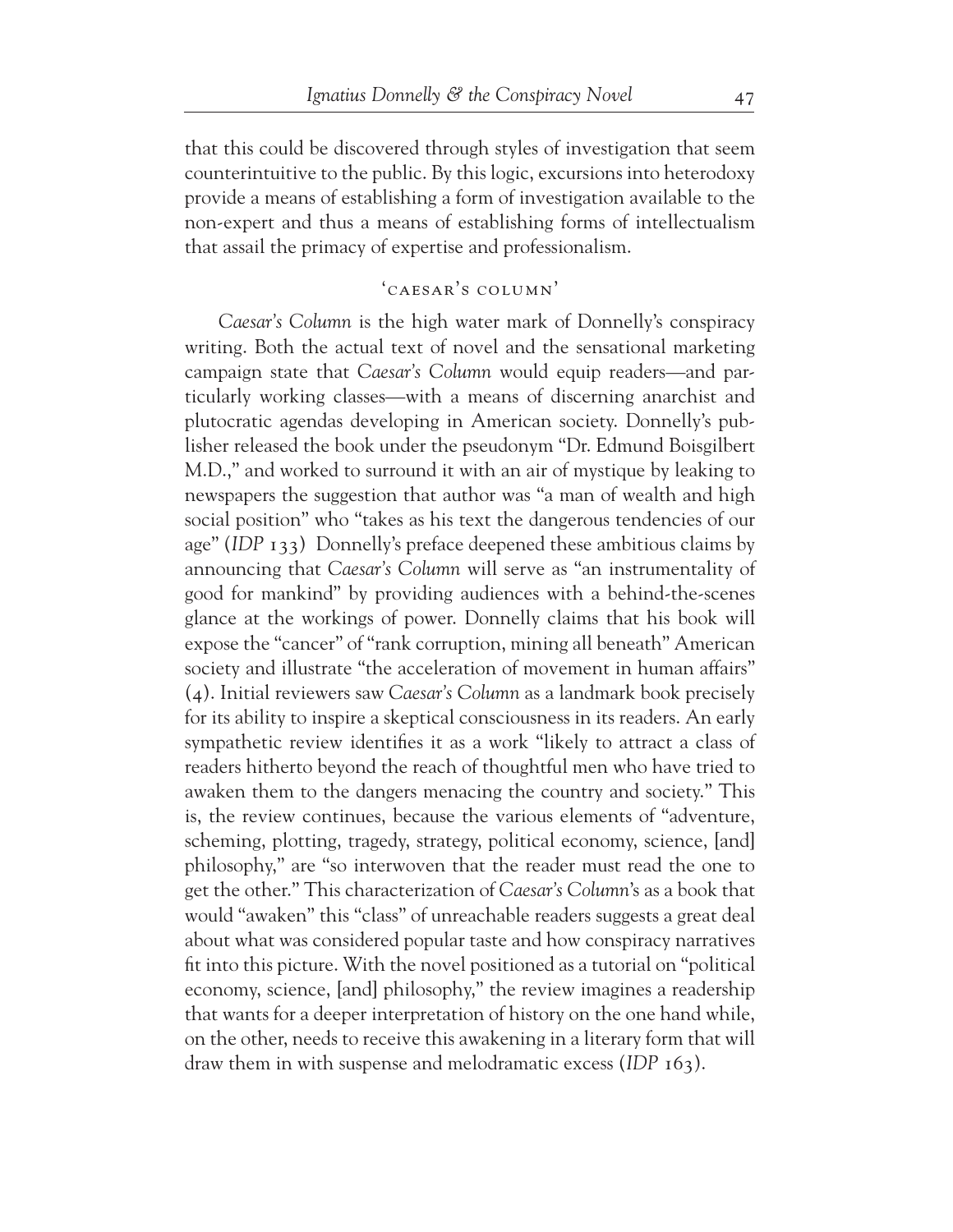that this could be discovered through styles of investigation that seem counterintuitive to the public. By this logic, excursions into heterodoxy provide a means of establishing a form of investigation available to the non-expert and thus a means of establishing forms of intellectualism that assail the primacy of expertise and professionalism.

### 'Caesar's Column'

*Caesar's Column* is the high water mark of Donnelly's conspiracy writing. Both the actual text of novel and the sensational marketing campaign state that *Caesar's Column* would equip readers—and particularly working classes—with a means of discerning anarchist and plutocratic agendas developing in American society. Donnelly's publisher released the book under the pseudonym "Dr. Edmund Boisgilbert M.D.," and worked to surround it with an air of mystique by leaking to newspapers the suggestion that author was "a man of wealth and high social position" who "takes as his text the dangerous tendencies of our age" (*IDP* 133) Donnelly's preface deepened these ambitious claims by announcing that *Caesar's Column* will serve as "an instrumentality of good for mankind" by providing audiences with a behind-the-scenes glance at the workings of power. Donnelly claims that his book will expose the "cancer" of "rank corruption, mining all beneath" American society and illustrate "the acceleration of movement in human affairs" (4). Initial reviewers saw *Caesar's Column* as a landmark book precisely for its ability to inspire a skeptical consciousness in its readers. An early sympathetic review identifies it as a work "likely to attract a class of readers hitherto beyond the reach of thoughtful men who have tried to awaken them to the dangers menacing the country and society." This is, the review continues, because the various elements of "adventure, scheming, plotting, tragedy, strategy, political economy, science, [and] philosophy," are "so interwoven that the reader must read the one to get the other." This characterization of *Caesar's Column*'s as a book that would "awaken" this "class" of unreachable readers suggests a great deal about what was considered popular taste and how conspiracy narratives fit into this picture. With the novel positioned as a tutorial on "political economy, science, [and] philosophy," the review imagines a readership that wants for a deeper interpretation of history on the one hand while, on the other, needs to receive this awakening in a literary form that will draw them in with suspense and melodramatic excess (*IDP* 163).